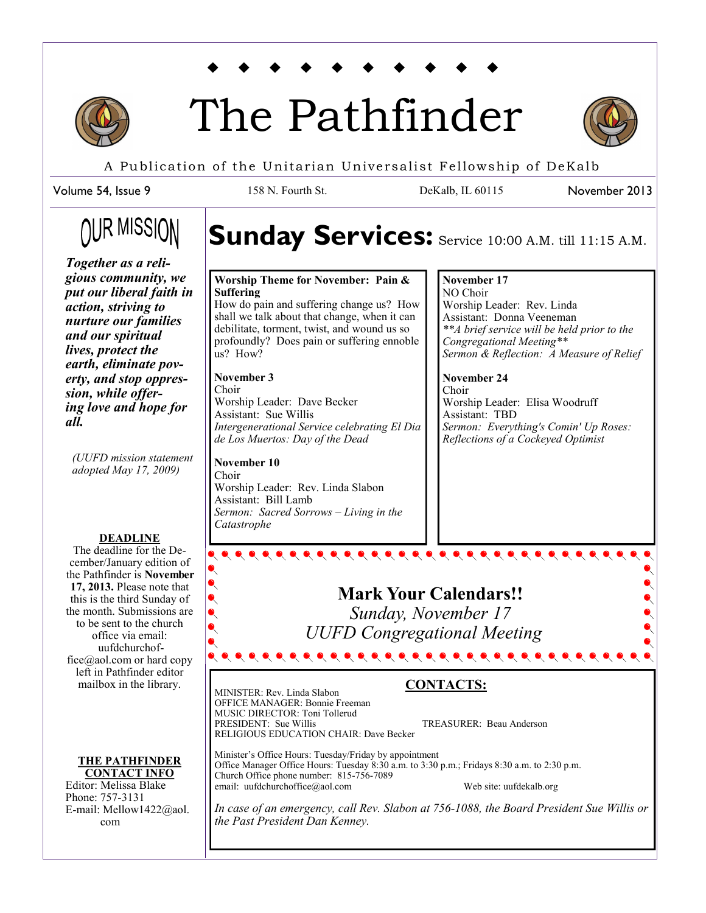# The Pathfinder

A Publication of the Unitarian Universalist Fellowship of DeKalb

Volume 54, Issue 9 | 158 N. Fourth St. | DeKalb, IL 60115 | November 2013

## OUR MISSION

***Together as a religious community, we put our liberal faith in action, striving to nurture our families and our spiritual lives, protect the earth, eliminate poverty, and stop oppression, while offering love and hope for all.***

*(UUFD mission statement adopted May 17, 2009)*

**DEADLINE**

The deadline for the December/January edition of the Pathfinder is **November 17, 2013.** Please note that this is the third Sunday of the month. Submissions are to be sent to the church office via email: uufdchurchoffice@aol.com or hard copy left in Pathfinder editor mailbox in the library.

**THE PATHFINDER CONTACT INFO**

Editor: Melissa Blake
Phone: 757-3131
E-mail: Mellow1422@aol.com

# Sunday Services: Service 10:00 A.M. till 11:15 A.M.

**Worship Theme for November: Pain & Suffering**
How do pain and suffering change us? How shall we talk about that change, when it can debilitate, torment, twist, and wound us so profoundly? Does pain or suffering ennoble us? How?

**November 3**
Choir
Worship Leader: Dave Becker
Assistant: Sue Willis
*Intergenerational Service celebrating El Dia de Los Muertos: Day of the Dead*

**November 10**
Choir
Worship Leader: Rev. Linda Slabon
Assistant: Bill Lamb
*Sermon: Sacred Sorrows – Living in the Catastrophe*

**November 17**
NO Choir
Worship Leader: Rev. Linda
Assistant: Donna Veeneman
*\*\*A brief service will be held prior to the Congregational Meeting\*\**
*Sermon & Reflection: A Measure of Relief*

**November 24**
Choir
Worship Leader: Elisa Woodruff
Assistant: TBD
*Sermon: Everything's Comin' Up Roses: Reflections of a Cockeyed Optimist*

## Mark Your Calendars!!

*Sunday, November 17*
*UUFD Congregational Meeting*

## CONTACTS:

MINISTER: Rev. Linda Slabon
OFFICE MANAGER: Bonnie Freeman
MUSIC DIRECTOR: Toni Tollerud
PRESIDENT: Sue Willis
TREASURER: Beau Anderson
RELIGIOUS EDUCATION CHAIR: Dave Becker

Minister's Office Hours: Tuesday/Friday by appointment
Office Manager Office Hours: Tuesday 8:30 a.m. to 3:30 p.m.; Fridays 8:30 a.m. to 2:30 p.m.
Church Office phone number: 815-756-7089
email: uufdchurchoffice@aol.com
Web site: uufdekalb.org

*In case of an emergency, call Rev. Slabon at 756-1088, the Board President Sue Willis or the Past President Dan Kenney.*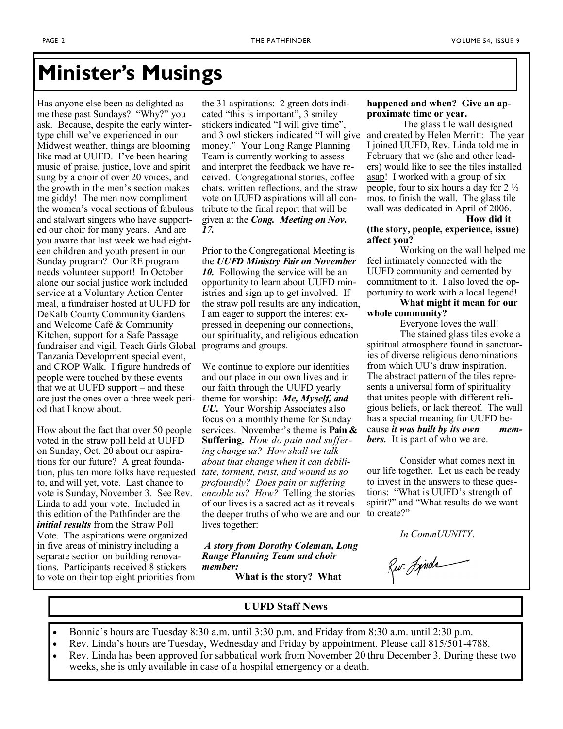# Minister's Musings

Has anyone else been as delighted as me these past Sundays? "Why?" you ask. Because, despite the early winter-type chill we've experienced in our Midwest weather, things are blooming like mad at UUFD. I've been hearing music of praise, justice, love and spirit sung by a choir of over 20 voices, and the growth in the men's section makes me giddy! The men now compliment the women's vocal sections of fabulous and stalwart singers who have supported our choir for many years. And are you aware that last week we had eighteen children and youth present in our Sunday program? Our RE program needs volunteer support! In October alone our social justice work included service at a Voluntary Action Center meal, a fundraiser hosted at UUFD for DeKalb County Community Gardens and Welcome Café & Community Kitchen, support for a Safe Passage fundraiser and vigil, Teach Girls Global Tanzania Development special event, and CROP Walk. I figure hundreds of people were touched by these events that we at UUFD support – and these are just the ones over a three week period that I know about.

How about the fact that over 50 people voted in the straw poll held at UUFD on Sunday, Oct. 20 about our aspirations for our future? A great foundation, plus ten more folks have requested to, and will yet, vote. Last chance to vote is Sunday, November 3. See Rev. Linda to add your vote. Included in this edition of the Pathfinder are the ***initial results*** from the Straw Poll Vote. The aspirations were organized in five areas of ministry including a separate section on building renovations. Participants received 8 stickers to vote on their top eight priorities from the 31 aspirations: 2 green dots indicated "this is important", 3 smiley stickers indicated "I will give time", and 3 owl stickers indicated "I will give money." Your Long Range Planning Team is currently working to assess and interpret the feedback we have received. Congregational stories, coffee chats, written reflections, and the straw vote on UUFD aspirations will all contribute to the final report that will be given at the ***Cong. Meeting on Nov. 17.***

Prior to the Congregational Meeting is the ***UUFD Ministry Fair on November 10.*** Following the service will be an opportunity to learn about UUFD ministries and sign up to get involved. If the straw poll results are any indication, I am eager to support the interest expressed in deepening our connections, our spirituality, and religious education programs and groups.

We continue to explore our identities and our place in our own lives and in our faith through the UUFD yearly theme for worship: ***Me, Myself, and UU.*** Your Worship Associates also focus on a monthly theme for Sunday services. November's theme is **Pain & Suffering.** *How do pain and suffering change us? How shall we talk about that change when it can debilitate, torment, twist, and wound us so profoundly? Does pain or suffering ennoble us? How?* Telling the stories of our lives is a sacred act as it reveals the deeper truths of who we are and our lives together:

***A story from Dorothy Coleman, Long Range Planning Team and choir member:***

**What is the story? What happened and when? Give an approximate time or year.**

The glass tile wall designed and created by Helen Merritt: The year I joined UUFD, Rev. Linda told me in February that we (she and other leaders) would like to see the tiles installed asap! I worked with a group of six people, four to six hours a day for 2 ½ mos. to finish the wall. The glass tile wall was dedicated in April of 2006.

**How did it (the story, people, experience, issue) affect you?**

Working on the wall helped me feel intimately connected with the UUFD community and cemented by commitment to it. I also loved the opportunity to work with a local legend!

**What might it mean for our whole community?**

Everyone loves the wall!

The stained glass tiles evoke a spiritual atmosphere found in sanctuaries of diverse religious denominations from which UU's draw inspiration. The abstract pattern of the tiles represents a universal form of spirituality that unites people with different religious beliefs, or lack thereof. The wall has a special meaning for UUFD because ***it was built by its own members.*** It is part of who we are.

Consider what comes next in our life together. Let us each be ready to invest in the answers to these questions: "What is UUFD's strength of spirit?" and "What results do we want to create?"

*In CommUUNITY.*

Rev. Linda

## UUFD Staff News

- Bonnie's hours are Tuesday 8:30 a.m. until 3:30 p.m. and Friday from 8:30 a.m. until 2:30 p.m.
- Rev. Linda's hours are Tuesday, Wednesday and Friday by appointment. Please call 815/501-4788.
- Rev. Linda has been approved for sabbatical work from November 20 thru December 3. During these two weeks, she is only available in case of a hospital emergency or a death.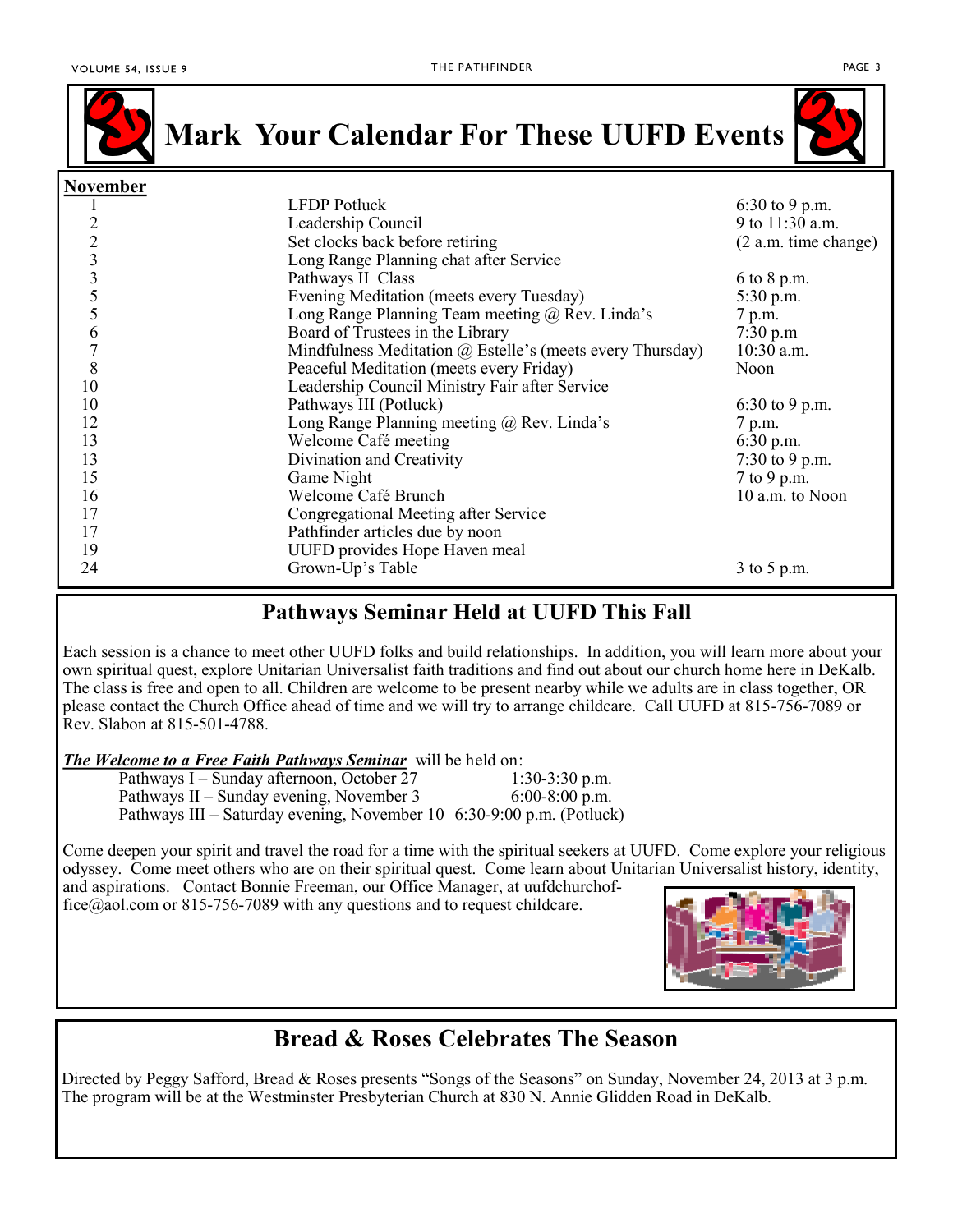# Mark Your Calendar For These UUFD Events

| November | | |
|---|---|---|
| 1 | LFDP Potluck | 6:30 to 9 p.m. |
| 2 | Leadership Council | 9 to 11:30 a.m. |
| 2 | Set clocks back before retiring | (2 a.m. time change) |
| 3 | Long Range Planning chat after Service | |
| 3 | Pathways II Class | 6 to 8 p.m. |
| 5 | Evening Meditation (meets every Tuesday) | 5:30 p.m. |
| 5 | Long Range Planning Team meeting @ Rev. Linda's | 7 p.m. |
| 6 | Board of Trustees in the Library | 7:30 p.m |
| 7 | Mindfulness Meditation @ Estelle's (meets every Thursday) | 10:30 a.m. |
| 8 | Peaceful Meditation (meets every Friday) | Noon |
| 10 | Leadership Council Ministry Fair after Service | |
| 10 | Pathways III (Potluck) | 6:30 to 9 p.m. |
| 12 | Long Range Planning meeting @ Rev. Linda's | 7 p.m. |
| 13 | Welcome Café meeting | 6:30 p.m. |
| 13 | Divination and Creativity | 7:30 to 9 p.m. |
| 15 | Game Night | 7 to 9 p.m. |
| 16 | Welcome Café Brunch | 10 a.m. to Noon |
| 17 | Congregational Meeting after Service | |
| 17 | Pathfinder articles due by noon | |
| 19 | UUFD provides Hope Haven meal | |
| 24 | Grown-Up's Table | 3 to 5 p.m. |

## Pathways Seminar Held at UUFD This Fall

Each session is a chance to meet other UUFD folks and build relationships. In addition, you will learn more about your own spiritual quest, explore Unitarian Universalist faith traditions and find out about our church home here in DeKalb. The class is free and open to all. Children are welcome to be present nearby while we adults are in class together, OR please contact the Church Office ahead of time and we will try to arrange childcare. Call UUFD at 815-756-7089 or Rev. Slabon at 815-501-4788.

***The Welcome to a Free Faith Pathways Seminar*** will be held on:

Pathways I – Sunday afternoon, October 27 1:30-3:30 p.m.
Pathways II – Sunday evening, November 3 6:00-8:00 p.m.
Pathways III – Saturday evening, November 10 6:30-9:00 p.m. (Potluck)

Come deepen your spirit and travel the road for a time with the spiritual seekers at UUFD. Come explore your religious odyssey. Come meet others who are on their spiritual quest. Come learn about Unitarian Universalist history, identity, and aspirations. Contact Bonnie Freeman, our Office Manager, at uufdchurchoffice@aol.com or 815-756-7089 with any questions and to request childcare.

## Bread & Roses Celebrates The Season

Directed by Peggy Safford, Bread & Roses presents "Songs of the Seasons" on Sunday, November 24, 2013 at 3 p.m. The program will be at the Westminster Presbyterian Church at 830 N. Annie Glidden Road in DeKalb.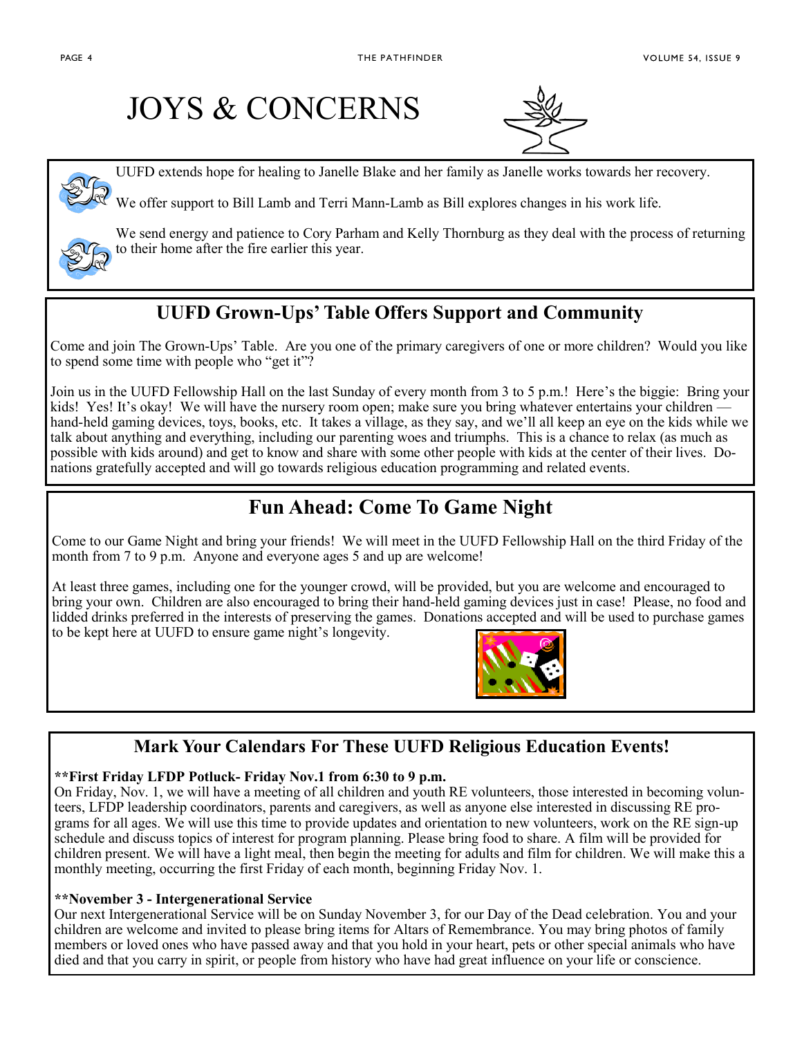# JOYS & CONCERNS

UUFD extends hope for healing to Janelle Blake and her family as Janelle works towards her recovery.

We offer support to Bill Lamb and Terri Mann-Lamb as Bill explores changes in his work life.

We send energy and patience to Cory Parham and Kelly Thornburg as they deal with the process of returning to their home after the fire earlier this year.

## UUFD Grown-Ups' Table Offers Support and Community

Come and join The Grown-Ups' Table. Are you one of the primary caregivers of one or more children? Would you like to spend some time with people who "get it"?

Join us in the UUFD Fellowship Hall on the last Sunday of every month from 3 to 5 p.m.! Here's the biggie: Bring your kids! Yes! It's okay! We will have the nursery room open; make sure you bring whatever entertains your children — hand-held gaming devices, toys, books, etc. It takes a village, as they say, and we'll all keep an eye on the kids while we talk about anything and everything, including our parenting woes and triumphs. This is a chance to relax (as much as possible with kids around) and get to know and share with some other people with kids at the center of their lives. Donations gratefully accepted and will go towards religious education programming and related events.

## Fun Ahead: Come To Game Night

Come to our Game Night and bring your friends! We will meet in the UUFD Fellowship Hall on the third Friday of the month from 7 to 9 p.m. Anyone and everyone ages 5 and up are welcome!

At least three games, including one for the younger crowd, will be provided, but you are welcome and encouraged to bring your own. Children are also encouraged to bring their hand-held gaming devices just in case! Please, no food and lidded drinks preferred in the interests of preserving the games. Donations accepted and will be used to purchase games to be kept here at UUFD to ensure game night's longevity.

## Mark Your Calendars For These UUFD Religious Education Events!

**\*\*First Friday LFDP Potluck- Friday Nov.1 from 6:30 to 9 p.m.**
On Friday, Nov. 1, we will have a meeting of all children and youth RE volunteers, those interested in becoming volunteers, LFDP leadership coordinators, parents and caregivers, as well as anyone else interested in discussing RE programs for all ages. We will use this time to provide updates and orientation to new volunteers, work on the RE sign-up schedule and discuss topics of interest for program planning. Please bring food to share. A film will be provided for children present. We will have a light meal, then begin the meeting for adults and film for children. We will make this a monthly meeting, occurring the first Friday of each month, beginning Friday Nov. 1.

**\*\*November 3 - Intergenerational Service**
Our next Intergenerational Service will be on Sunday November 3, for our Day of the Dead celebration. You and your children are welcome and invited to please bring items for Altars of Remembrance. You may bring photos of family members or loved ones who have passed away and that you hold in your heart, pets or other special animals who have died and that you carry in spirit, or people from history who have had great influence on your life or conscience.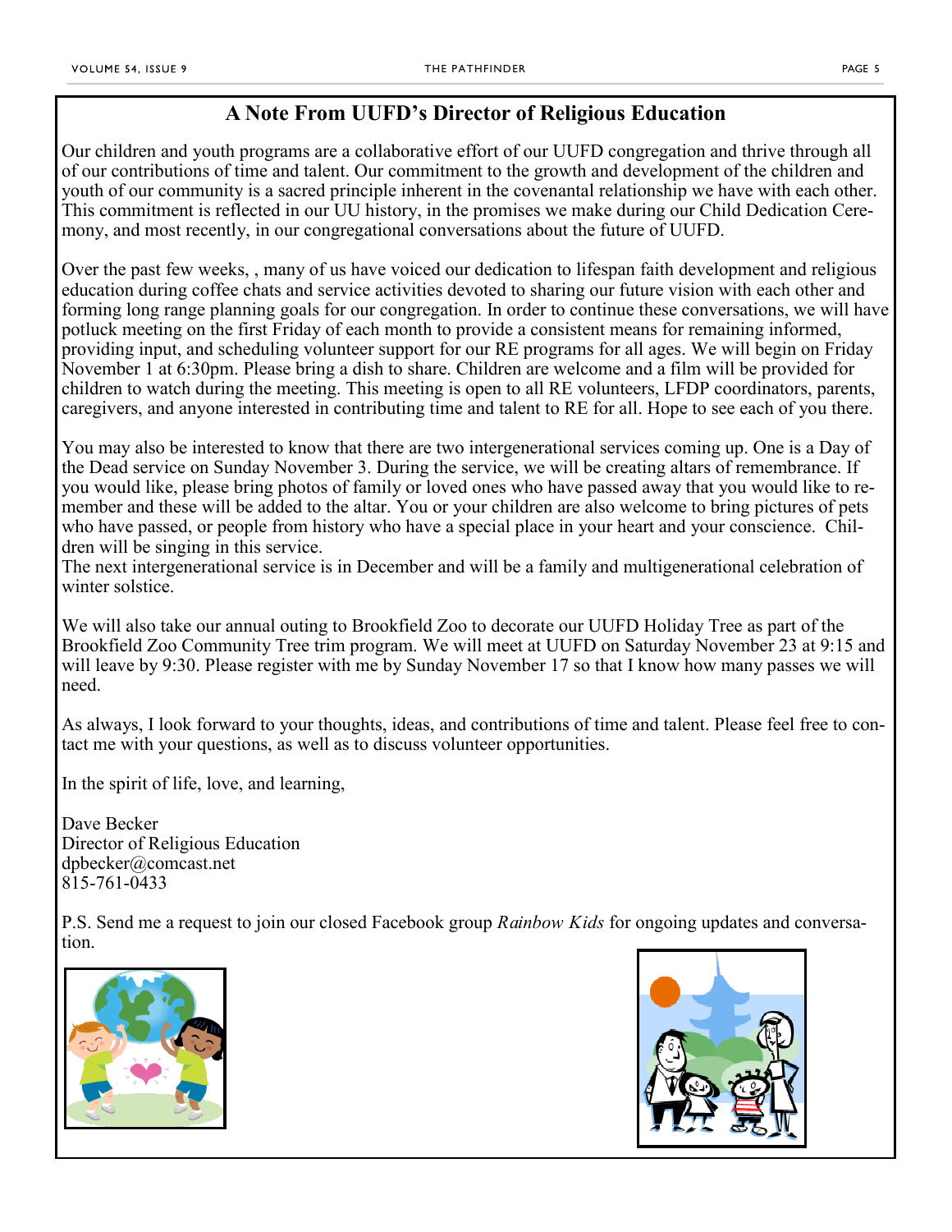## A Note From UUFD's Director of Religious Education

Our children and youth programs are a collaborative effort of our UUFD congregation and thrive through all of our contributions of time and talent. Our commitment to the growth and development of the children and youth of our community is a sacred principle inherent in the covenantal relationship we have with each other. This commitment is reflected in our UU history, in the promises we make during our Child Dedication Ceremony, and most recently, in our congregational conversations about the future of UUFD.

Over the past few weeks, , many of us have voiced our dedication to lifespan faith development and religious education during coffee chats and service activities devoted to sharing our future vision with each other and forming long range planning goals for our congregation. In order to continue these conversations, we will have potluck meeting on the first Friday of each month to provide a consistent means for remaining informed, providing input, and scheduling volunteer support for our RE programs for all ages. We will begin on Friday November 1 at 6:30pm. Please bring a dish to share. Children are welcome and a film will be provided for children to watch during the meeting. This meeting is open to all RE volunteers, LFDP coordinators, parents, caregivers, and anyone interested in contributing time and talent to RE for all. Hope to see each of you there.

You may also be interested to know that there are two intergenerational services coming up. One is a Day of the Dead service on Sunday November 3. During the service, we will be creating altars of remembrance. If you would like, please bring photos of family or loved ones who have passed away that you would like to remember and these will be added to the altar. You or your children are also welcome to bring pictures of pets who have passed, or people from history who have a special place in your heart and your conscience. Children will be singing in this service.
The next intergenerational service is in December and will be a family and multigenerational celebration of winter solstice.

We will also take our annual outing to Brookfield Zoo to decorate our UUFD Holiday Tree as part of the Brookfield Zoo Community Tree trim program. We will meet at UUFD on Saturday November 23 at 9:15 and will leave by 9:30. Please register with me by Sunday November 17 so that I know how many passes we will need.

As always, I look forward to your thoughts, ideas, and contributions of time and talent. Please feel free to contact me with your questions, as well as to discuss volunteer opportunities.

In the spirit of life, love, and learning,

Dave Becker
Director of Religious Education
dpbecker@comcast.net
815-761-0433

P.S. Send me a request to join our closed Facebook group *Rainbow Kids* for ongoing updates and conversation.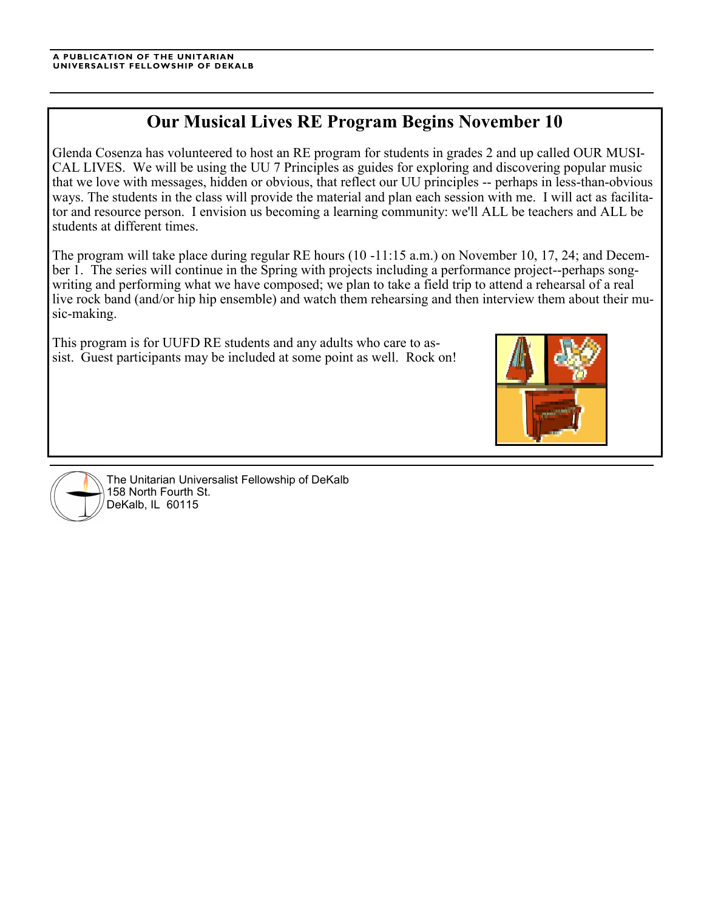# Our Musical Lives RE Program Begins November 10

Glenda Cosenza has volunteered to host an RE program for students in grades 2 and up called OUR MUSICAL LIVES. We will be using the UU 7 Principles as guides for exploring and discovering popular music that we love with messages, hidden or obvious, that reflect our UU principles -- perhaps in less-than-obvious ways. The students in the class will provide the material and plan each session with me. I will act as facilitator and resource person. I envision us becoming a learning community: we'll ALL be teachers and ALL be students at different times.

The program will take place during regular RE hours (10 -11:15 a.m.) on November 10, 17, 24; and December 1. The series will continue in the Spring with projects including a performance project--perhaps songwriting and performing what we have composed; we plan to take a field trip to attend a rehearsal of a real live rock band (and/or hip hip ensemble) and watch them rehearsing and then interview them about their music-making.

This program is for UUFD RE students and any adults who care to assist. Guest participants may be included at some point as well. Rock on!

The Unitarian Universalist Fellowship of DeKalb
158 North Fourth St.
DeKalb, IL 60115